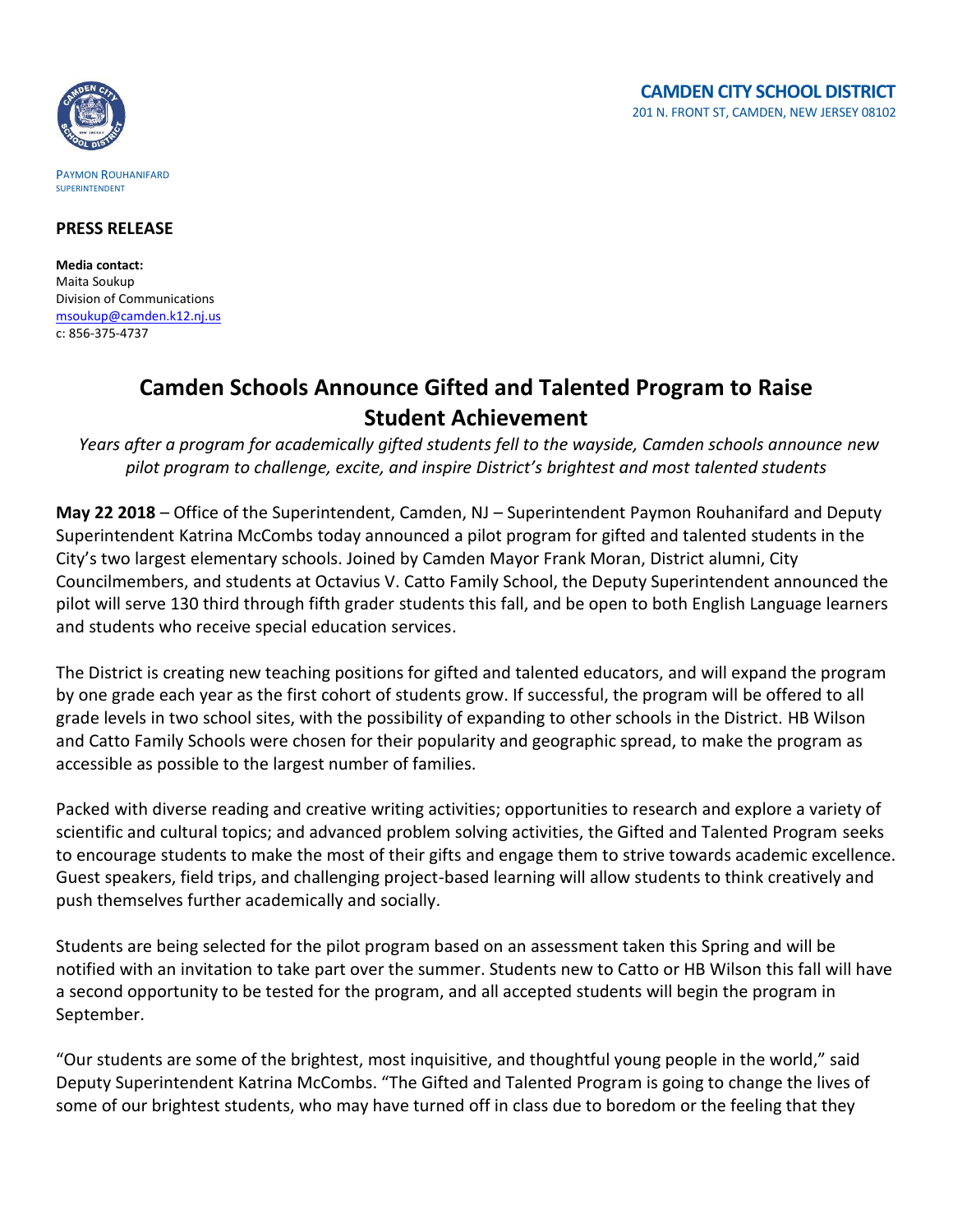**CAMDEN CITY SCHOOL DISTRICT**
201 N. FRONT ST, CAMDEN, NEW JERSEY 08102

PAYMON ROUHANIFARD
SUPERINTENDENT

**PRESS RELEASE**

**Media contact:**
Maita Soukup
Division of Communications
msoukup@camden.k12.nj.us
c: 856-375-4737

# Camden Schools Announce Gifted and Talented Program to Raise Student Achievement

*Years after a program for academically gifted students fell to the wayside, Camden schools announce new pilot program to challenge, excite, and inspire District's brightest and most talented students*

**May 22 2018** – Office of the Superintendent, Camden, NJ – Superintendent Paymon Rouhanifard and Deputy Superintendent Katrina McCombs today announced a pilot program for gifted and talented students in the City's two largest elementary schools. Joined by Camden Mayor Frank Moran, District alumni, City Councilmembers, and students at Octavius V. Catto Family School, the Deputy Superintendent announced the pilot will serve 130 third through fifth grader students this fall, and be open to both English Language learners and students who receive special education services.

The District is creating new teaching positions for gifted and talented educators, and will expand the program by one grade each year as the first cohort of students grow. If successful, the program will be offered to all grade levels in two school sites, with the possibility of expanding to other schools in the District. HB Wilson and Catto Family Schools were chosen for their popularity and geographic spread, to make the program as accessible as possible to the largest number of families.

Packed with diverse reading and creative writing activities; opportunities to research and explore a variety of scientific and cultural topics; and advanced problem solving activities, the Gifted and Talented Program seeks to encourage students to make the most of their gifts and engage them to strive towards academic excellence. Guest speakers, field trips, and challenging project-based learning will allow students to think creatively and push themselves further academically and socially.

Students are being selected for the pilot program based on an assessment taken this Spring and will be notified with an invitation to take part over the summer. Students new to Catto or HB Wilson this fall will have a second opportunity to be tested for the program, and all accepted students will begin the program in September.

"Our students are some of the brightest, most inquisitive, and thoughtful young people in the world," said Deputy Superintendent Katrina McCombs. "The Gifted and Talented Program is going to change the lives of some of our brightest students, who may have turned off in class due to boredom or the feeling that they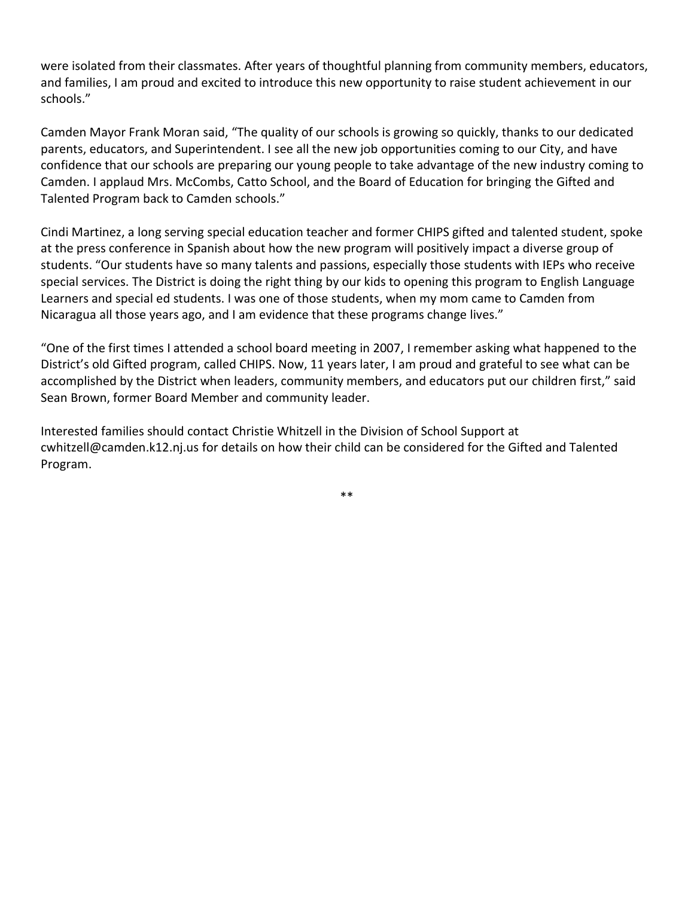were isolated from their classmates. After years of thoughtful planning from community members, educators, and families, I am proud and excited to introduce this new opportunity to raise student achievement in our schools."

Camden Mayor Frank Moran said, "The quality of our schools is growing so quickly, thanks to our dedicated parents, educators, and Superintendent. I see all the new job opportunities coming to our City, and have confidence that our schools are preparing our young people to take advantage of the new industry coming to Camden. I applaud Mrs. McCombs, Catto School, and the Board of Education for bringing the Gifted and Talented Program back to Camden schools."

Cindi Martinez, a long serving special education teacher and former CHIPS gifted and talented student, spoke at the press conference in Spanish about how the new program will positively impact a diverse group of students. "Our students have so many talents and passions, especially those students with IEPs who receive special services. The District is doing the right thing by our kids to opening this program to English Language Learners and special ed students. I was one of those students, when my mom came to Camden from Nicaragua all those years ago, and I am evidence that these programs change lives."

"One of the first times I attended a school board meeting in 2007, I remember asking what happened to the District's old Gifted program, called CHIPS. Now, 11 years later, I am proud and grateful to see what can be accomplished by the District when leaders, community members, and educators put our children first," said Sean Brown, former Board Member and community leader.

Interested families should contact Christie Whitzell in the Division of School Support at cwhitzell@camden.k12.nj.us for details on how their child can be considered for the Gifted and Talented Program.

**